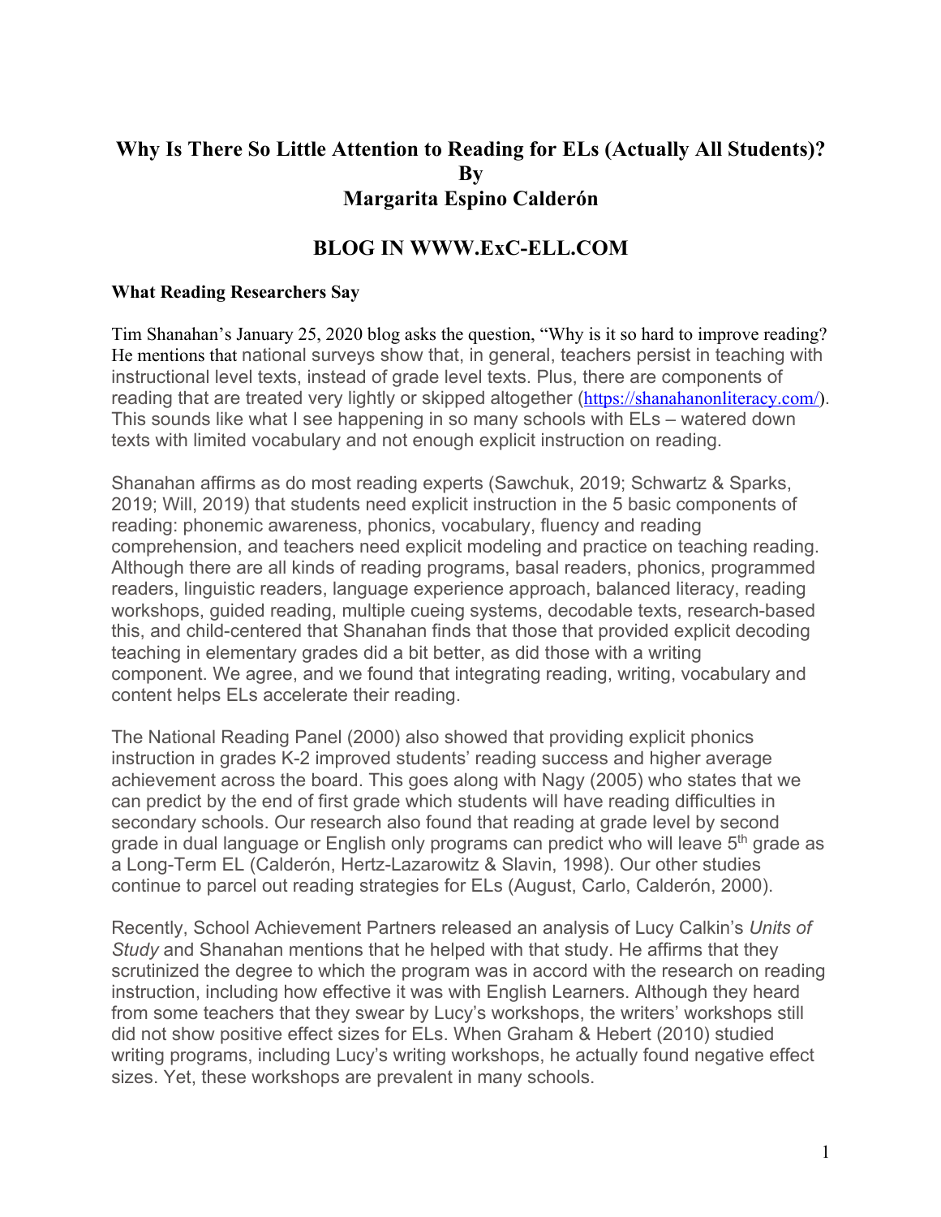# Why Is There So Little Attention to Reading for ELs (Actually All Students)?
## By
## Margarita Espino Calderón

## BLOG IN WWW.ExC-ELL.COM

**What Reading Researchers Say**

Tim Shanahan's January 25, 2020 blog asks the question, "Why is it so hard to improve reading? He mentions that national surveys show that, in general, teachers persist in teaching with instructional level texts, instead of grade level texts. Plus, there are components of reading that are treated very lightly or skipped altogether (https://shanahanonliteracy.com/). This sounds like what I see happening in so many schools with ELs – watered down texts with limited vocabulary and not enough explicit instruction on reading.

Shanahan affirms as do most reading experts (Sawchuk, 2019; Schwartz & Sparks, 2019; Will, 2019) that students need explicit instruction in the 5 basic components of reading: phonemic awareness, phonics, vocabulary, fluency and reading comprehension, and teachers need explicit modeling and practice on teaching reading. Although there are all kinds of reading programs, basal readers, phonics, programmed readers, linguistic readers, language experience approach, balanced literacy, reading workshops, guided reading, multiple cueing systems, decodable texts, research-based this, and child-centered that Shanahan finds that those that provided explicit decoding teaching in elementary grades did a bit better, as did those with a writing component. We agree, and we found that integrating reading, writing, vocabulary and content helps ELs accelerate their reading.

The National Reading Panel (2000) also showed that providing explicit phonics instruction in grades K-2 improved students' reading success and higher average achievement across the board. This goes along with Nagy (2005) who states that we can predict by the end of first grade which students will have reading difficulties in secondary schools. Our research also found that reading at grade level by second grade in dual language or English only programs can predict who will leave 5th grade as a Long-Term EL (Calderón, Hertz-Lazarowitz & Slavin, 1998). Our other studies continue to parcel out reading strategies for ELs (August, Carlo, Calderón, 2000).

Recently, School Achievement Partners released an analysis of Lucy Calkin's *Units of Study* and Shanahan mentions that he helped with that study. He affirms that they scrutinized the degree to which the program was in accord with the research on reading instruction, including how effective it was with English Learners. Although they heard from some teachers that they swear by Lucy's workshops, the writers' workshops still did not show positive effect sizes for ELs. When Graham & Hebert (2010) studied writing programs, including Lucy's writing workshops, he actually found negative effect sizes. Yet, these workshops are prevalent in many schools.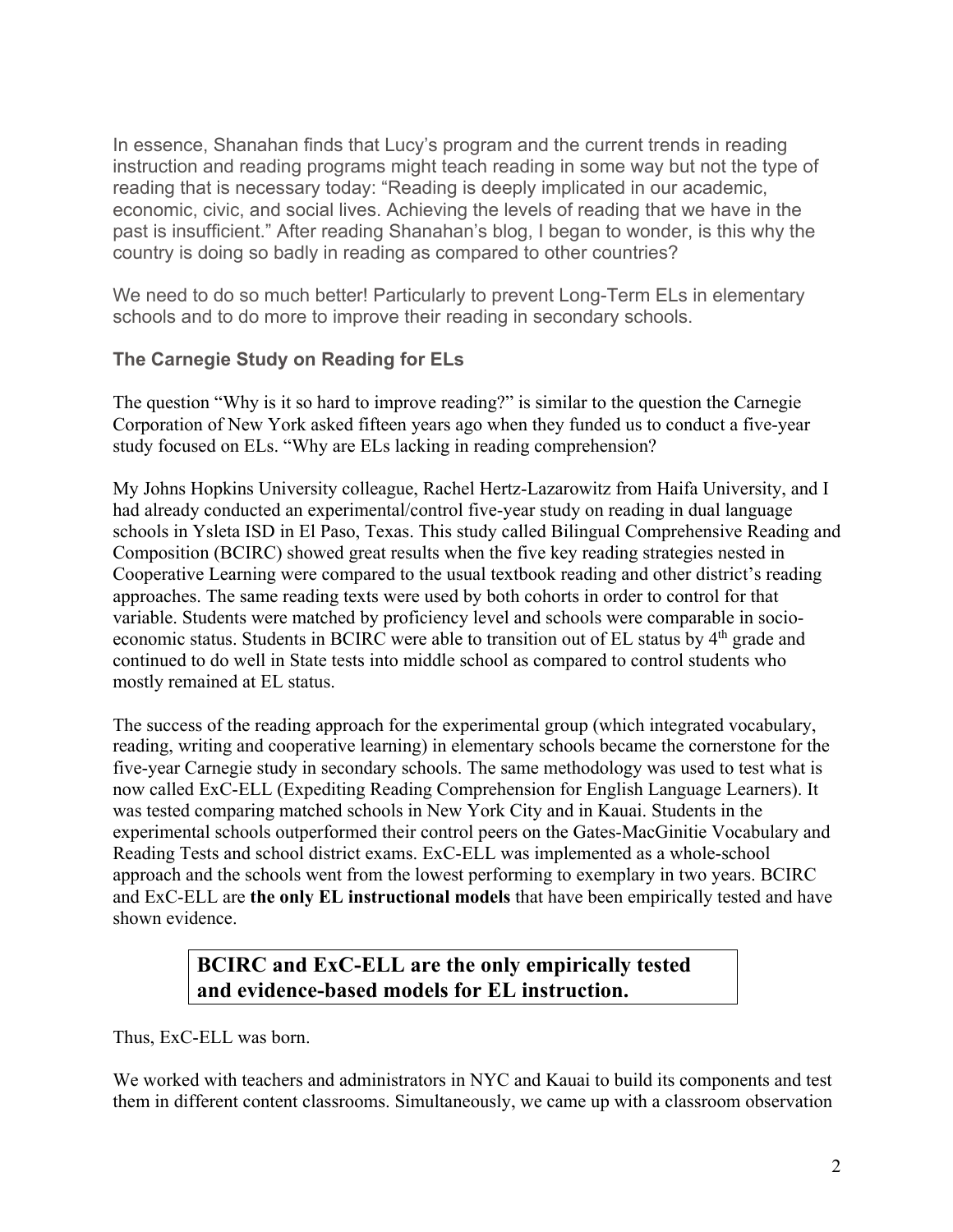In essence, Shanahan finds that Lucy's program and the current trends in reading instruction and reading programs might teach reading in some way but not the type of reading that is necessary today: "Reading is deeply implicated in our academic, economic, civic, and social lives. Achieving the levels of reading that we have in the past is insufficient." After reading Shanahan's blog, I began to wonder, is this why the country is doing so badly in reading as compared to other countries?

We need to do so much better! Particularly to prevent Long-Term ELs in elementary schools and to do more to improve their reading in secondary schools.

### The Carnegie Study on Reading for ELs

The question "Why is it so hard to improve reading?" is similar to the question the Carnegie Corporation of New York asked fifteen years ago when they funded us to conduct a five-year study focused on ELs. "Why are ELs lacking in reading comprehension?

My Johns Hopkins University colleague, Rachel Hertz-Lazarowitz from Haifa University, and I had already conducted an experimental/control five-year study on reading in dual language schools in Ysleta ISD in El Paso, Texas. This study called Bilingual Comprehensive Reading and Composition (BCIRC) showed great results when the five key reading strategies nested in Cooperative Learning were compared to the usual textbook reading and other district's reading approaches. The same reading texts were used by both cohorts in order to control for that variable. Students were matched by proficiency level and schools were comparable in socio-economic status. Students in BCIRC were able to transition out of EL status by 4th grade and continued to do well in State tests into middle school as compared to control students who mostly remained at EL status.

The success of the reading approach for the experimental group (which integrated vocabulary, reading, writing and cooperative learning) in elementary schools became the cornerstone for the five-year Carnegie study in secondary schools. The same methodology was used to test what is now called ExC-ELL (Expediting Reading Comprehension for English Language Learners). It was tested comparing matched schools in New York City and in Kauai. Students in the experimental schools outperformed their control peers on the Gates-MacGinitie Vocabulary and Reading Tests and school district exams. ExC-ELL was implemented as a whole-school approach and the schools went from the lowest performing to exemplary in two years. BCIRC and ExC-ELL are **the only EL instructional models** that have been empirically tested and have shown evidence.

**BCIRC and ExC-ELL are the only empirically tested and evidence-based models for EL instruction.**

Thus, ExC-ELL was born.

We worked with teachers and administrators in NYC and Kauai to build its components and test them in different content classrooms. Simultaneously, we came up with a classroom observation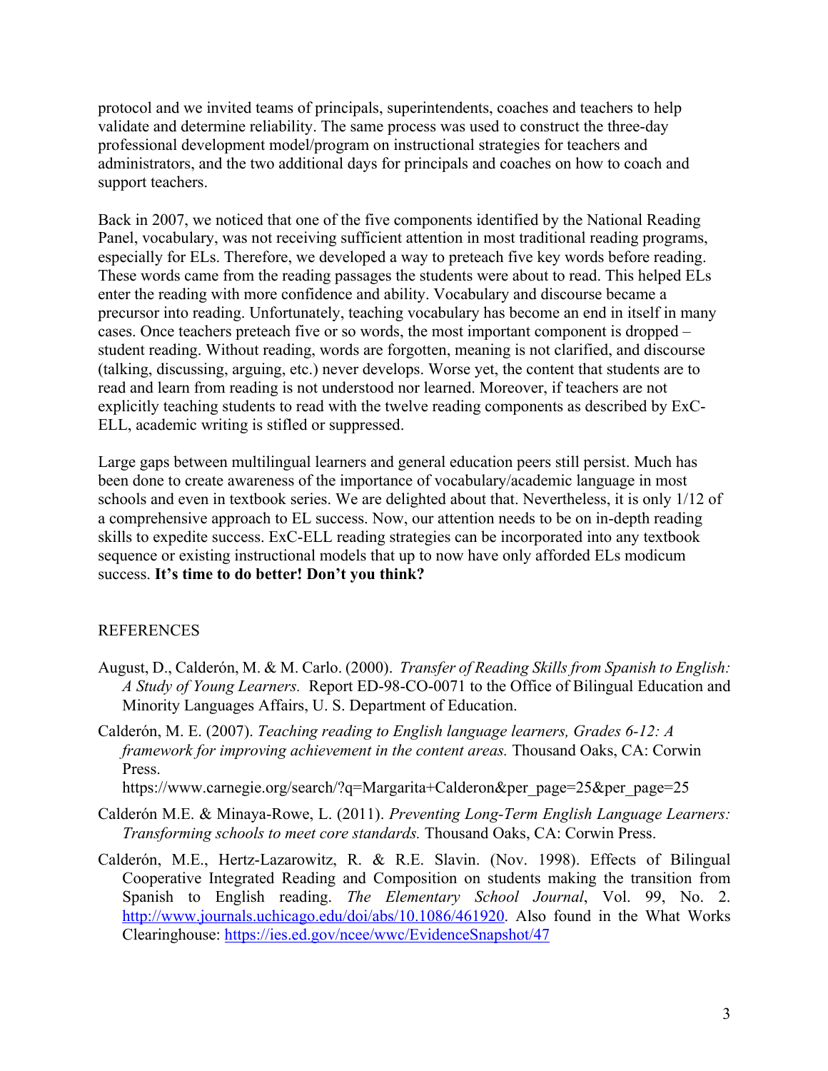protocol and we invited teams of principals, superintendents, coaches and teachers to help validate and determine reliability. The same process was used to construct the three-day professional development model/program on instructional strategies for teachers and administrators, and the two additional days for principals and coaches on how to coach and support teachers.

Back in 2007, we noticed that one of the five components identified by the National Reading Panel, vocabulary, was not receiving sufficient attention in most traditional reading programs, especially for ELs. Therefore, we developed a way to preteach five key words before reading. These words came from the reading passages the students were about to read. This helped ELs enter the reading with more confidence and ability. Vocabulary and discourse became a precursor into reading. Unfortunately, teaching vocabulary has become an end in itself in many cases. Once teachers preteach five or so words, the most important component is dropped – student reading. Without reading, words are forgotten, meaning is not clarified, and discourse (talking, discussing, arguing, etc.) never develops. Worse yet, the content that students are to read and learn from reading is not understood nor learned. Moreover, if teachers are not explicitly teaching students to read with the twelve reading components as described by ExC-ELL, academic writing is stifled or suppressed.

Large gaps between multilingual learners and general education peers still persist. Much has been done to create awareness of the importance of vocabulary/academic language in most schools and even in textbook series. We are delighted about that. Nevertheless, it is only 1/12 of a comprehensive approach to EL success. Now, our attention needs to be on in-depth reading skills to expedite success. ExC-ELL reading strategies can be incorporated into any textbook sequence or existing instructional models that up to now have only afforded ELs modicum success. **It's time to do better! Don't you think?**

REFERENCES

August, D., Calderón, M. & M. Carlo. (2000). *Transfer of Reading Skills from Spanish to English: A Study of Young Learners.* Report ED-98-CO-0071 to the Office of Bilingual Education and Minority Languages Affairs, U. S. Department of Education.

Calderón, M. E. (2007). *Teaching reading to English language learners, Grades 6-12: A framework for improving achievement in the content areas.* Thousand Oaks, CA: Corwin Press.
https://www.carnegie.org/search/?q=Margarita+Calderon&per_page=25&per_page=25

Calderón M.E. & Minaya-Rowe, L. (2011). *Preventing Long-Term English Language Learners: Transforming schools to meet core standards.* Thousand Oaks, CA: Corwin Press.

Calderón, M.E., Hertz-Lazarowitz, R. & R.E. Slavin. (Nov. 1998). Effects of Bilingual Cooperative Integrated Reading and Composition on students making the transition from Spanish to English reading. *The Elementary School Journal*, Vol. 99, No. 2. http://www.journals.uchicago.edu/doi/abs/10.1086/461920. Also found in the What Works Clearinghouse: https://ies.ed.gov/ncee/wwc/EvidenceSnapshot/47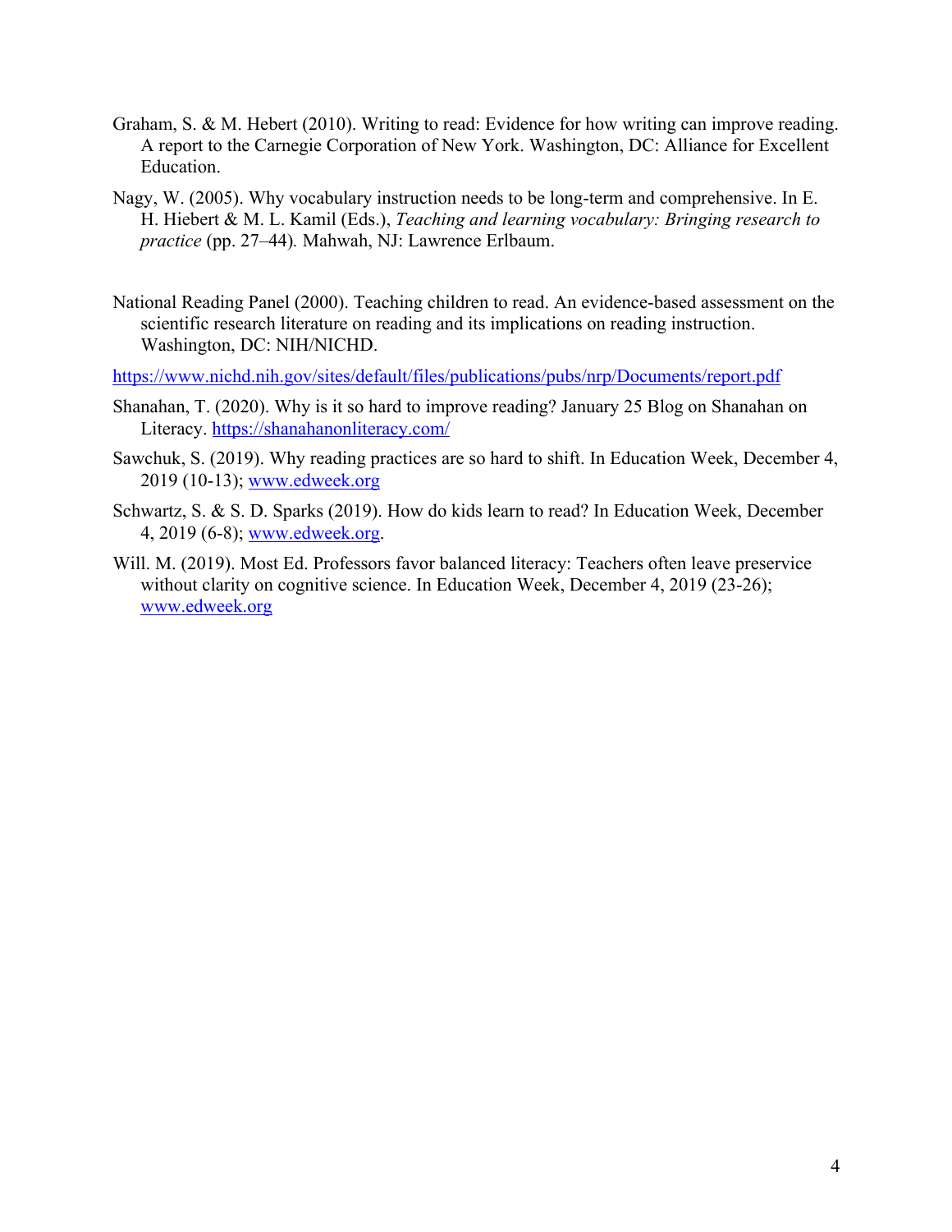Graham, S. & M. Hebert (2010). Writing to read: Evidence for how writing can improve reading. A report to the Carnegie Corporation of New York. Washington, DC: Alliance for Excellent Education.

Nagy, W. (2005). Why vocabulary instruction needs to be long-term and comprehensive. In E. H. Hiebert & M. L. Kamil (Eds.), *Teaching and learning vocabulary: Bringing research to practice* (pp. 27–44). Mahwah, NJ: Lawrence Erlbaum.

National Reading Panel (2000). Teaching children to read. An evidence-based assessment on the scientific research literature on reading and its implications on reading instruction. Washington, DC: NIH/NICHD.

https://www.nichd.nih.gov/sites/default/files/publications/pubs/nrp/Documents/report.pdf

Shanahan, T. (2020). Why is it so hard to improve reading? January 25 Blog on Shanahan on Literacy. https://shanahanonliteracy.com/

Sawchuk, S. (2019). Why reading practices are so hard to shift. In Education Week, December 4, 2019 (10-13); www.edweek.org

Schwartz, S. & S. D. Sparks (2019). How do kids learn to read? In Education Week, December 4, 2019 (6-8); www.edweek.org.

Will. M. (2019). Most Ed. Professors favor balanced literacy: Teachers often leave preservice without clarity on cognitive science. In Education Week, December 4, 2019 (23-26); www.edweek.org